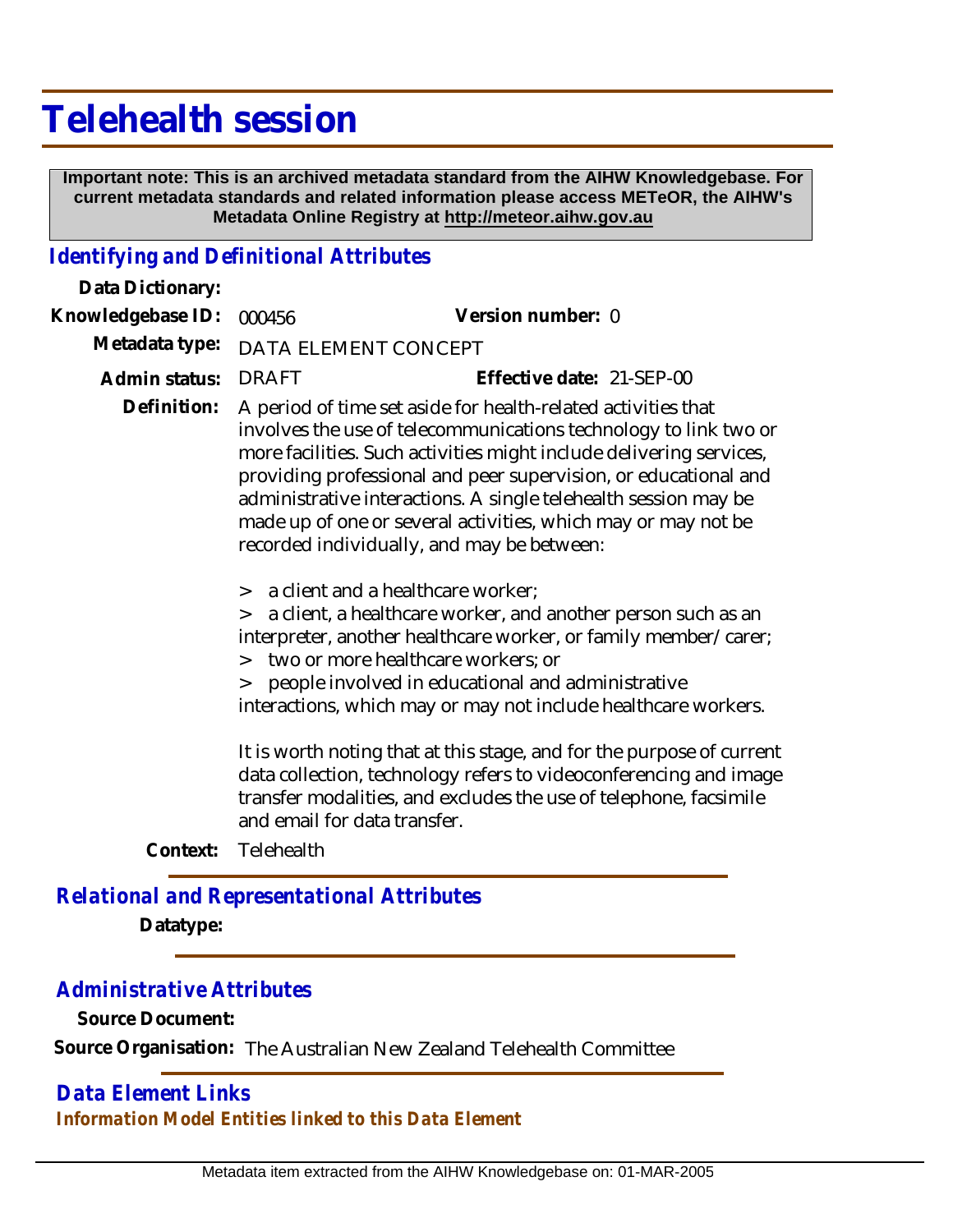# Telehealth session

**Important note: This is an archived metadata standard from the AIHW Knowledgebase. For current metadata standards and related information please access METeOR, the AIHW's Metadata Online Registry at http://meteor.aihw.gov.au**

## *Identifying and Definitional Attributes*

**Data Dictionary:**

**Knowledgebase ID:** 000456

**Version number:** 0

**Metadata type:** DATA ELEMENT CONCEPT

**Admin status:** DRAFT

**Effective date:** 21-SEP-00

**Definition:** A period of time set aside for health-related activities that involves the use of telecommunications technology to link two or more facilities. Such activities might include delivering services, providing professional and peer supervision, or educational and administrative interactions. A single telehealth session may be made up of one or several activities, which may or may not be recorded individually, and may be between:

> a client and a healthcare worker;
> a client, a healthcare worker, and another person such as an interpreter, another healthcare worker, or family member/carer;
> two or more healthcare workers; or
> people involved in educational and administrative interactions, which may or may not include healthcare workers.

It is worth noting that at this stage, and for the purpose of current data collection, technology refers to videoconferencing and image transfer modalities, and excludes the use of telephone, facsimile and email for data transfer.

**Context:** Telehealth

## *Relational and Representational Attributes*

**Datatype:**

## *Administrative Attributes*

**Source Document:**

**Source Organisation:** The Australian New Zealand Telehealth Committee

## *Data Element Links*

***Information Model Entities linked to this Data Element***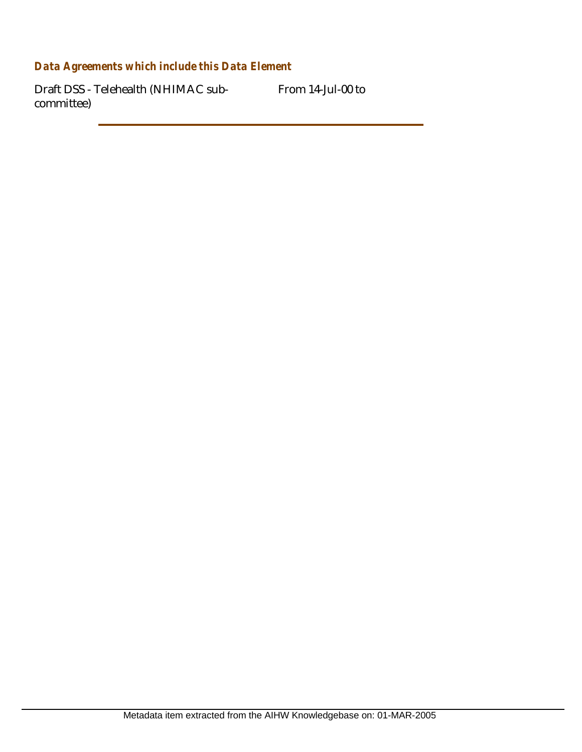### Data Agreements which include this Data Element

| | |
|---|---|
| Draft DSS - Telehealth (NHIMAC sub-committee) | From 14-Jul-00 to |

Metadata item extracted from the AIHW Knowledgebase on: 01-MAR-2005